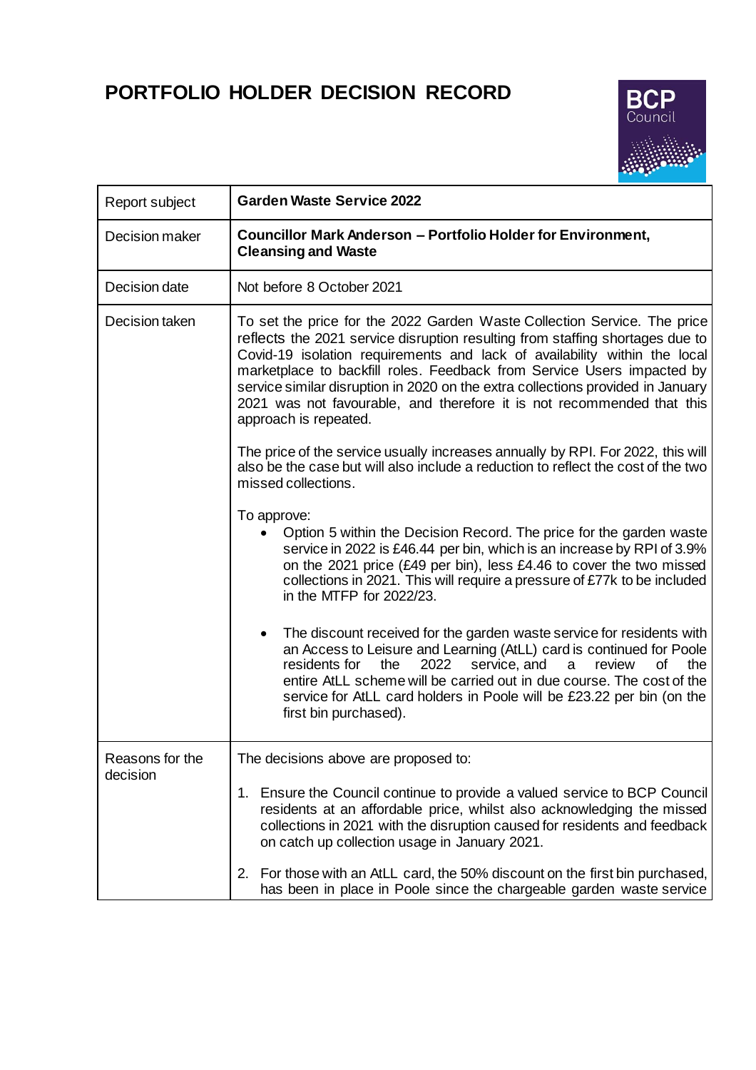# PORTFOLIO HOLDER DECISION RECORD

| Report subject | **Garden Waste Service 2022** |
|---|---|
| Decision maker | **Councillor Mark Anderson – Portfolio Holder for Environment, Cleansing and Waste** |
| Decision date | Not before 8 October 2021 |
| Decision taken | To set the price for the 2022 Garden Waste Collection Service. The price reflects the 2021 service disruption resulting from staffing shortages due to Covid-19 isolation requirements and lack of availability within the local marketplace to backfill roles. Feedback from Service Users impacted by service similar disruption in 2020 on the extra collections provided in January 2021 was not favourable, and therefore it is not recommended that this approach is repeated.<br><br>The price of the service usually increases annually by RPI. For 2022, this will also be the case but will also include a reduction to reflect the cost of the two missed collections.<br><br>To approve:<br>• Option 5 within the Decision Record. The price for the garden waste service in 2022 is £46.44 per bin, which is an increase by RPI of 3.9% on the 2021 price (£49 per bin), less £4.46 to cover the two missed collections in 2021. This will require a pressure of £77k to be included in the MTFP for 2022/23.<br><br>• The discount received for the garden waste service for residents with an Access to Leisure and Learning (AtLL) card is continued for Poole residents for the 2022 service, and a review of the entire AtLL scheme will be carried out in due course. The cost of the service for AtLL card holders in Poole will be £23.22 per bin (on the first bin purchased). |
| Reasons for the decision | The decisions above are proposed to:<br><br>1. Ensure the Council continue to provide a valued service to BCP Council residents at an affordable price, whilst also acknowledging the missed collections in 2021 with the disruption caused for residents and feedback on catch up collection usage in January 2021.<br><br>2. For those with an AtLL card, the 50% discount on the first bin purchased, has been in place in Poole since the chargeable garden waste service |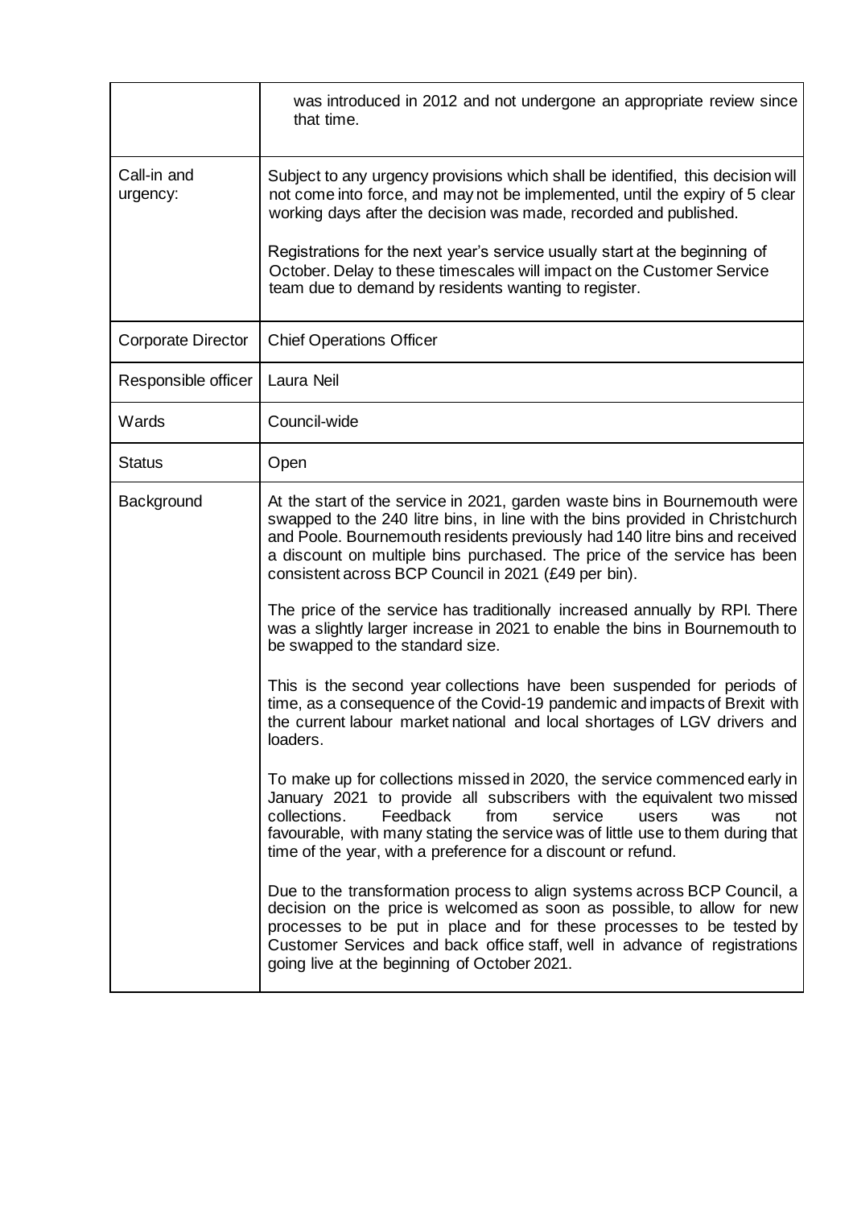|  |  |
| --- | --- |
|  | was introduced in 2012 and not undergone an appropriate review since that time. |
| Call-in and urgency: | Subject to any urgency provisions which shall be identified, this decision will not come into force, and may not be implemented, until the expiry of 5 clear working days after the decision was made, recorded and published.<br><br>Registrations for the next year's service usually start at the beginning of October. Delay to these timescales will impact on the Customer Service team due to demand by residents wanting to register. |
| Corporate Director | Chief Operations Officer |
| Responsible officer | Laura Neil |
| Wards | Council-wide |
| Status | Open |
| Background | At the start of the service in 2021, garden waste bins in Bournemouth were swapped to the 240 litre bins, in line with the bins provided in Christchurch and Poole. Bournemouth residents previously had 140 litre bins and received a discount on multiple bins purchased. The price of the service has been consistent across BCP Council in 2021 (£49 per bin).<br><br>The price of the service has traditionally increased annually by RPI. There was a slightly larger increase in 2021 to enable the bins in Bournemouth to be swapped to the standard size.<br><br>This is the second year collections have been suspended for periods of time, as a consequence of the Covid-19 pandemic and impacts of Brexit with the current labour market national and local shortages of LGV drivers and loaders.<br><br>To make up for collections missed in 2020, the service commenced early in January 2021 to provide all subscribers with the equivalent two missed collections. Feedback from service users was not favourable, with many stating the service was of little use to them during that time of the year, with a preference for a discount or refund.<br><br>Due to the transformation process to align systems across BCP Council, a decision on the price is welcomed as soon as possible, to allow for new processes to be put in place and for these processes to be tested by Customer Services and back office staff, well in advance of registrations going live at the beginning of October 2021. |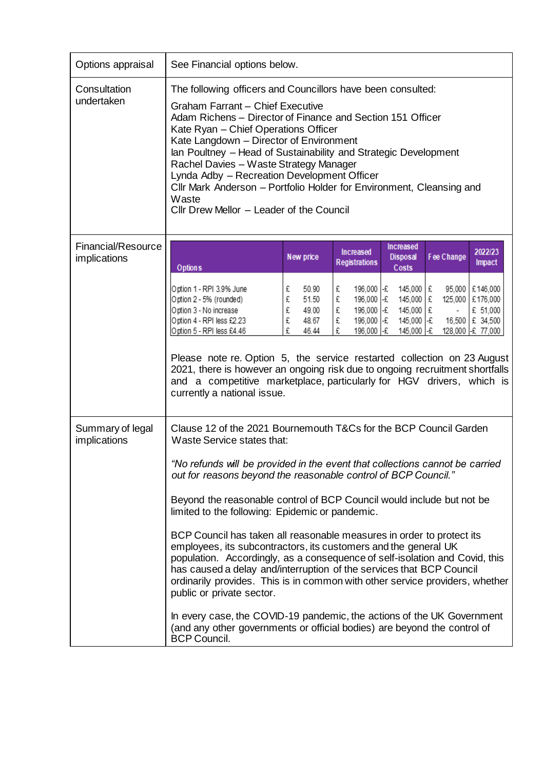| Options appraisal | See Financial options below. |
|---|---|
| Consultation undertaken | The following officers and Councillors have been consulted:<br><br>Graham Farrant – Chief Executive<br>Adam Richens – Director of Finance and Section 151 Officer<br>Kate Ryan – Chief Operations Officer<br>Kate Langdown – Director of Environment<br>Ian Poultney – Head of Sustainability and Strategic Development<br>Rachel Davies – Waste Strategy Manager<br>Lynda Adby – Recreation Development Officer<br>Cllr Mark Anderson – Portfolio Holder for Environment, Cleansing and Waste<br>Cllr Drew Mellor – Leader of the Council |
| Financial/Resource implications | See table below. |
| Summary of legal implications | Clause 12 of the 2021 Bournemouth T&Cs for the BCP Council Garden Waste Service states that:<br><br>*"No refunds will be provided in the event that collections cannot be carried out for reasons beyond the reasonable control of BCP Council."*<br><br>Beyond the reasonable control of BCP Council would include but not be limited to the following: Epidemic or pandemic.<br><br>BCP Council has taken all reasonable measures in order to protect its employees, its subcontractors, its customers and the general UK population. Accordingly, as a consequence of self-isolation and Covid, this has caused a delay and/interruption of the services that BCP Council ordinarily provides. This is in common with other service providers, whether public or private sector.<br><br>In every case, the COVID-19 pandemic, the actions of the UK Government (and any other governments or official bodies) are beyond the control of BCP Council. |

**Financial/Resource implications**

| Options | New price | Increased Registrations | Increased Disposal Costs | Fee Change | 2022/23 Impact |
|---|---|---|---|---|---|
| Option 1 - RPI 3.9% June | £ 50.90 | £ 196,000 | -£ 145,000 | £ 95,000 | £146,000 |
| Option 2 - 5% (rounded) | £ 51.50 | £ 196,000 | -£ 145,000 | £ 125,000 | £176,000 |
| Option 3 - No increase | £ 49.00 | £ 196,000 | -£ 145,000 | £ - | £ 51,000 |
| Option 4 - RPI less £2.23 | £ 48.67 | £ 196,000 | -£ 145,000 | -£ 16,500 | £ 34,500 |
| Option 5 - RPI less £4.46 | £ 46.44 | £ 196,000 | -£ 145,000 | -£ 128,000 | -£ 77,000 |

Please note re. Option 5, the service restarted collection on 23 August 2021, there is however an ongoing risk due to ongoing recruitment shortfalls and a competitive marketplace, particularly for HGV drivers, which is currently a national issue.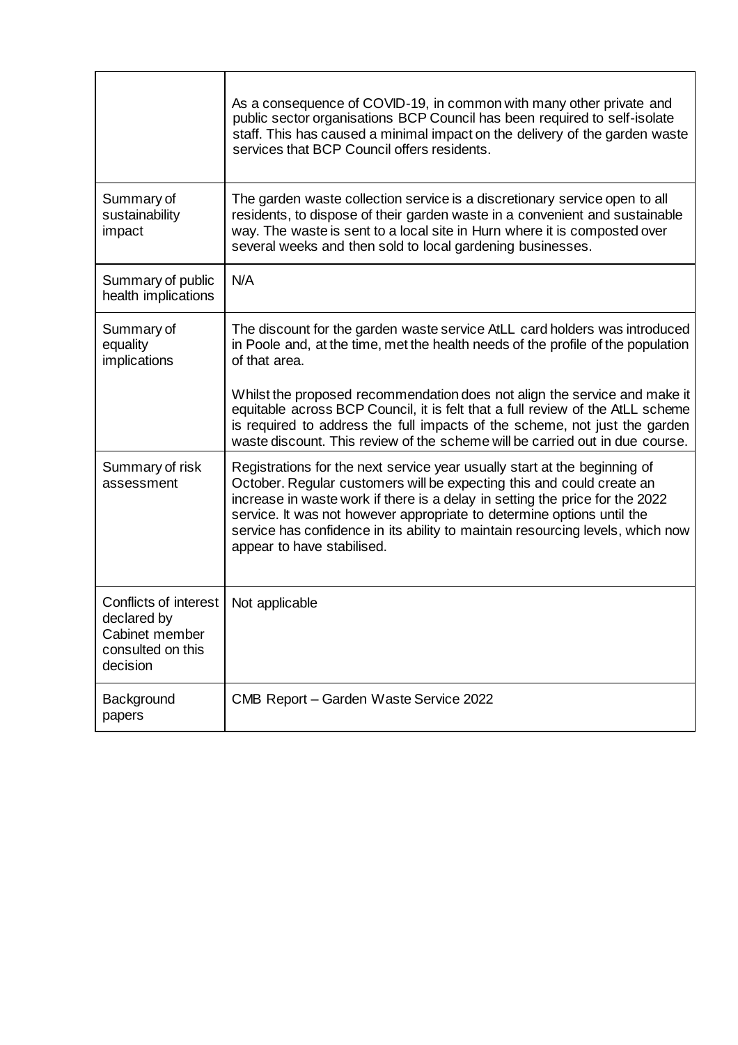| | |
|---|---|
| | As a consequence of COVID-19, in common with many other private and public sector organisations BCP Council has been required to self-isolate staff. This has caused a minimal impact on the delivery of the garden waste services that BCP Council offers residents. |
| Summary of sustainability impact | The garden waste collection service is a discretionary service open to all residents, to dispose of their garden waste in a convenient and sustainable way. The waste is sent to a local site in Hurn where it is composted over several weeks and then sold to local gardening businesses. |
| Summary of public health implications | N/A |
| Summary of equality implications | The discount for the garden waste service AtLL card holders was introduced in Poole and, at the time, met the health needs of the profile of the population of that area.<br><br>Whilst the proposed recommendation does not align the service and make it equitable across BCP Council, it is felt that a full review of the AtLL scheme is required to address the full impacts of the scheme, not just the garden waste discount. This review of the scheme will be carried out in due course. |
| Summary of risk assessment | Registrations for the next service year usually start at the beginning of October. Regular customers will be expecting this and could create an increase in waste work if there is a delay in setting the price for the 2022 service. It was not however appropriate to determine options until the service has confidence in its ability to maintain resourcing levels, which now appear to have stabilised. |
| Conflicts of interest declared by Cabinet member consulted on this decision | Not applicable |
| Background papers | CMB Report – Garden Waste Service 2022 |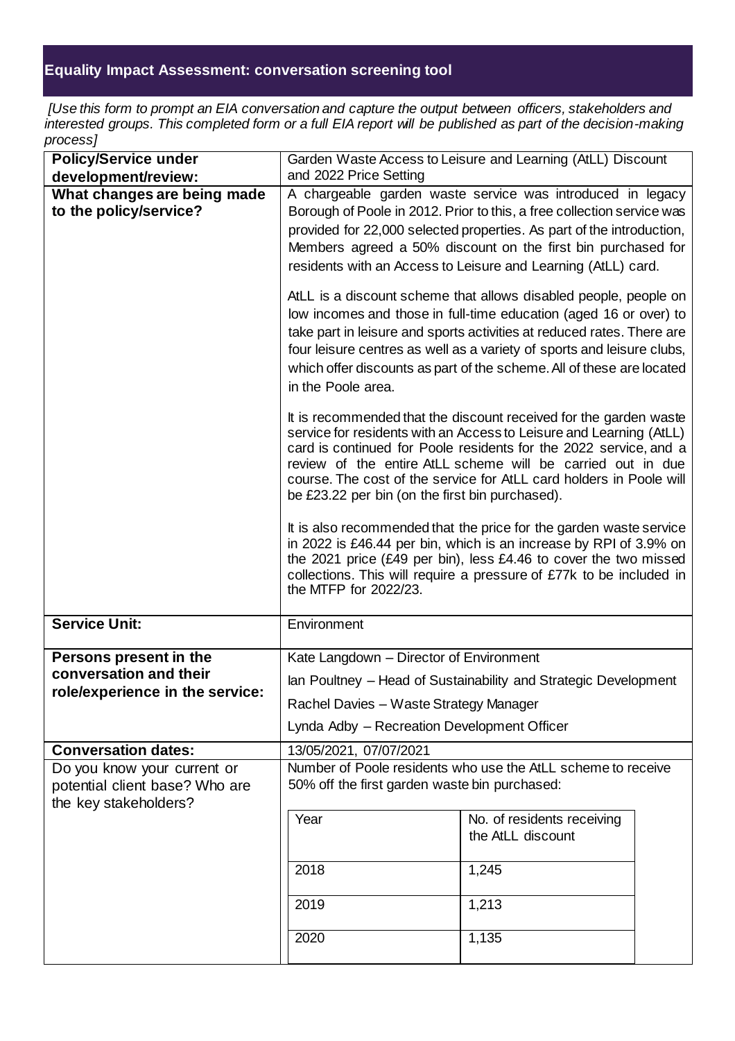## Equality Impact Assessment: conversation screening tool

*[Use this form to prompt an EIA conversation and capture the output between officers, stakeholders and interested groups. This completed form or a full EIA report will be published as part of the decision-making process]*

| **Policy/Service under development/review:** | Garden Waste Access to Leisure and Learning (AtLL) Discount and 2022 Price Setting |
|---|---|
| **What changes are being made to the policy/service?** | A chargeable garden waste service was introduced in legacy Borough of Poole in 2012. Prior to this, a free collection service was provided for 22,000 selected properties. As part of the introduction, Members agreed a 50% discount on the first bin purchased for residents with an Access to Leisure and Learning (AtLL) card.<br><br>AtLL is a discount scheme that allows disabled people, people on low incomes and those in full-time education (aged 16 or over) to take part in leisure and sports activities at reduced rates. There are four leisure centres as well as a variety of sports and leisure clubs, which offer discounts as part of the scheme. All of these are located in the Poole area.<br><br>It is recommended that the discount received for the garden waste service for residents with an Access to Leisure and Learning (AtLL) card is continued for Poole residents for the 2022 service, and a review of the entire AtLL scheme will be carried out in due course. The cost of the service for AtLL card holders in Poole will be £23.22 per bin (on the first bin purchased).<br><br>It is also recommended that the price for the garden waste service in 2022 is £46.44 per bin, which is an increase by RPI of 3.9% on the 2021 price (£49 per bin), less £4.46 to cover the two missed collections. This will require a pressure of £77k to be included in the MTFP for 2022/23. |
| **Service Unit:** | Environment |
| **Persons present in the conversation and their role/experience in the service:** | Kate Langdown – Director of Environment<br>Ian Poultney – Head of Sustainability and Strategic Development<br>Rachel Davies – Waste Strategy Manager<br>Lynda Adby – Recreation Development Officer |
| **Conversation dates:** | 13/05/2021, 07/07/2021 |
| Do you know your current or potential client base? Who are the key stakeholders? | Number of Poole residents who use the AtLL scheme to receive 50% off the first garden waste bin purchased: |

| Year | No. of residents receiving the AtLL discount |
|---|---|
| 2018 | 1,245 |
| 2019 | 1,213 |
| 2020 | 1,135 |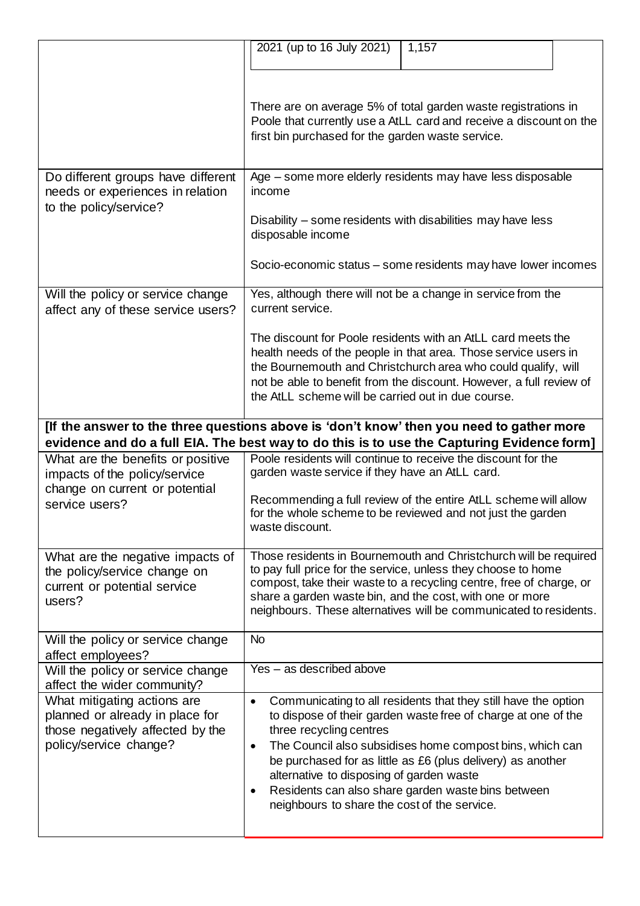| | | |
|---|---|---|
| | 2021 (up to 16 July 2021) | 1,157 |

| | |
|---|---|
| | There are on average 5% of total garden waste registrations in Poole that currently use a AtLL card and receive a discount on the first bin purchased for the garden waste service. |
| Do different groups have different needs or experiences in relation to the policy/service? | Age – some more elderly residents may have less disposable income<br><br>Disability – some residents with disabilities may have less disposable income<br><br>Socio-economic status – some residents may have lower incomes |
| Will the policy or service change affect any of these service users? | Yes, although there will not be a change in service from the current service.<br><br>The discount for Poole residents with an AtLL card meets the health needs of the people in that area. Those service users in the Bournemouth and Christchurch area who could qualify, will not be able to benefit from the discount. However, a full review of the AtLL scheme will be carried out in due course. |
| **[If the answer to the three questions above is 'don't know' then you need to gather more evidence and do a full EIA. The best way to do this is to use the Capturing Evidence form]** | |
| What are the benefits or positive impacts of the policy/service change on current or potential service users? | Poole residents will continue to receive the discount for the garden waste service if they have an AtLL card.<br><br>Recommending a full review of the entire AtLL scheme will allow for the whole scheme to be reviewed and not just the garden waste discount. |
| What are the negative impacts of the policy/service change on current or potential service users? | Those residents in Bournemouth and Christchurch will be required to pay full price for the service, unless they choose to home compost, take their waste to a recycling centre, free of charge, or share a garden waste bin, and the cost, with one or more neighbours. These alternatives will be communicated to residents. |
| Will the policy or service change affect employees? | No |
| Will the policy or service change affect the wider community? | Yes – as described above |
| What mitigating actions are planned or already in place for those negatively affected by the policy/service change? | • Communicating to all residents that they still have the option to dispose of their garden waste free of charge at one of the three recycling centres<br>• The Council also subsidises home compost bins, which can be purchased for as little as £6 (plus delivery) as another alternative to disposing of garden waste<br>• Residents can also share garden waste bins between neighbours to share the cost of the service. |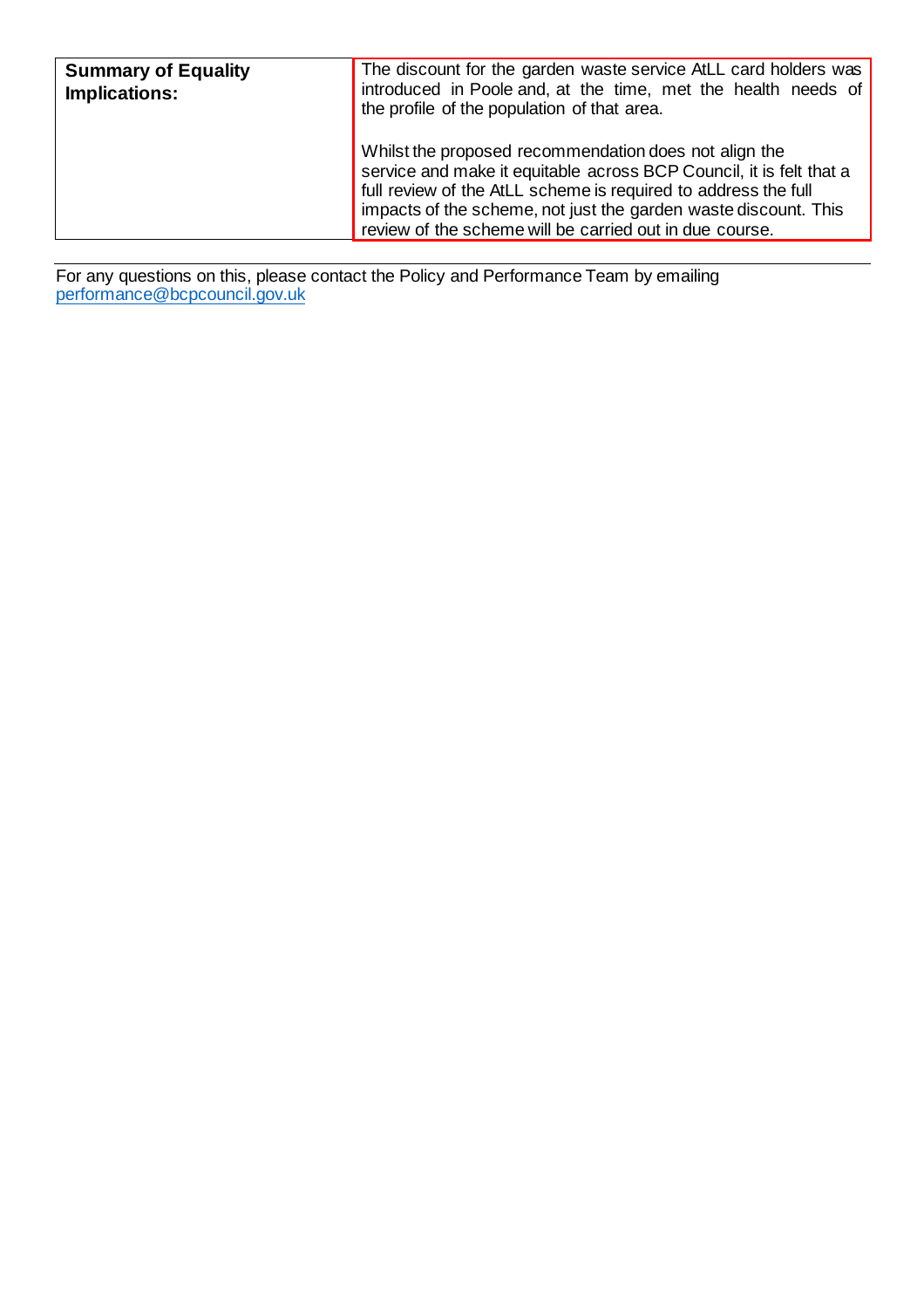| | |
|---|---|
| **Summary of Equality Implications:** | The discount for the garden waste service AtLL card holders was introduced in Poole and, at the time, met the health needs of the profile of the population of that area.<br><br>Whilst the proposed recommendation does not align the service and make it equitable across BCP Council, it is felt that a full review of the AtLL scheme is required to address the full impacts of the scheme, not just the garden waste discount. This review of the scheme will be carried out in due course. |

For any questions on this, please contact the Policy and Performance Team by emailing performance@bcpcouncil.gov.uk